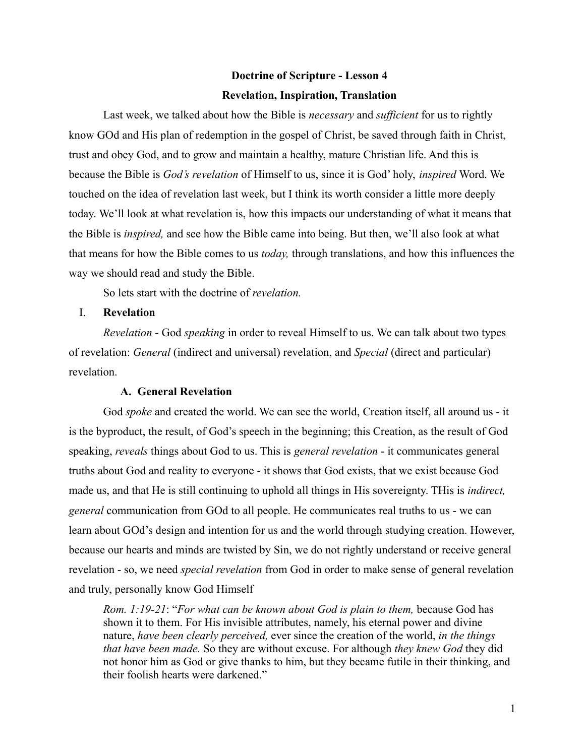**Doctrine of Scripture - Lesson 4**

**Revelation, Inspiration, Translation**

Last week, we talked about how the Bible is *necessary* and *sufficient* for us to rightly know GOd and His plan of redemption in the gospel of Christ, be saved through faith in Christ, trust and obey God, and to grow and maintain a healthy, mature Christian life. And this is because the Bible is *God's revelation* of Himself to us, since it is God' holy, *inspired* Word. We touched on the idea of revelation last week, but I think its worth consider a little more deeply today. We'll look at what revelation is, how this impacts our understanding of what it means that the Bible is *inspired,* and see how the Bible came into being. But then, we'll also look at what that means for how the Bible comes to us *today,* through translations, and how this influences the way we should read and study the Bible.

So lets start with the doctrine of *revelation.*

I. **Revelation**

*Revelation* - God *speaking* in order to reveal Himself to us. We can talk about two types of revelation: *General* (indirect and universal) revelation, and *Special* (direct and particular) revelation.

**A. General Revelation**

God *spoke* and created the world. We can see the world, Creation itself, all around us - it is the byproduct, the result, of God's speech in the beginning; this Creation, as the result of God speaking, *reveals* things about God to us. This is *general revelation* - it communicates general truths about God and reality to everyone - it shows that God exists, that we exist because God made us, and that He is still continuing to uphold all things in His sovereignty. THis is *indirect, general* communication from GOd to all people. He communicates real truths to us - we can learn about GOd's design and intention for us and the world through studying creation. However, because our hearts and minds are twisted by Sin, we do not rightly understand or receive general revelation - so, we need *special revelation* from God in order to make sense of general revelation and truly, personally know God Himself

> *Rom. 1:19-21*: "*For what can be known about God is plain to them,* because God has shown it to them. For His invisible attributes, namely, his eternal power and divine nature, *have been clearly perceived,* ever since the creation of the world, *in the things that have been made.* So they are without excuse. For although *they knew God* they did not honor him as God or give thanks to him, but they became futile in their thinking, and their foolish hearts were darkened."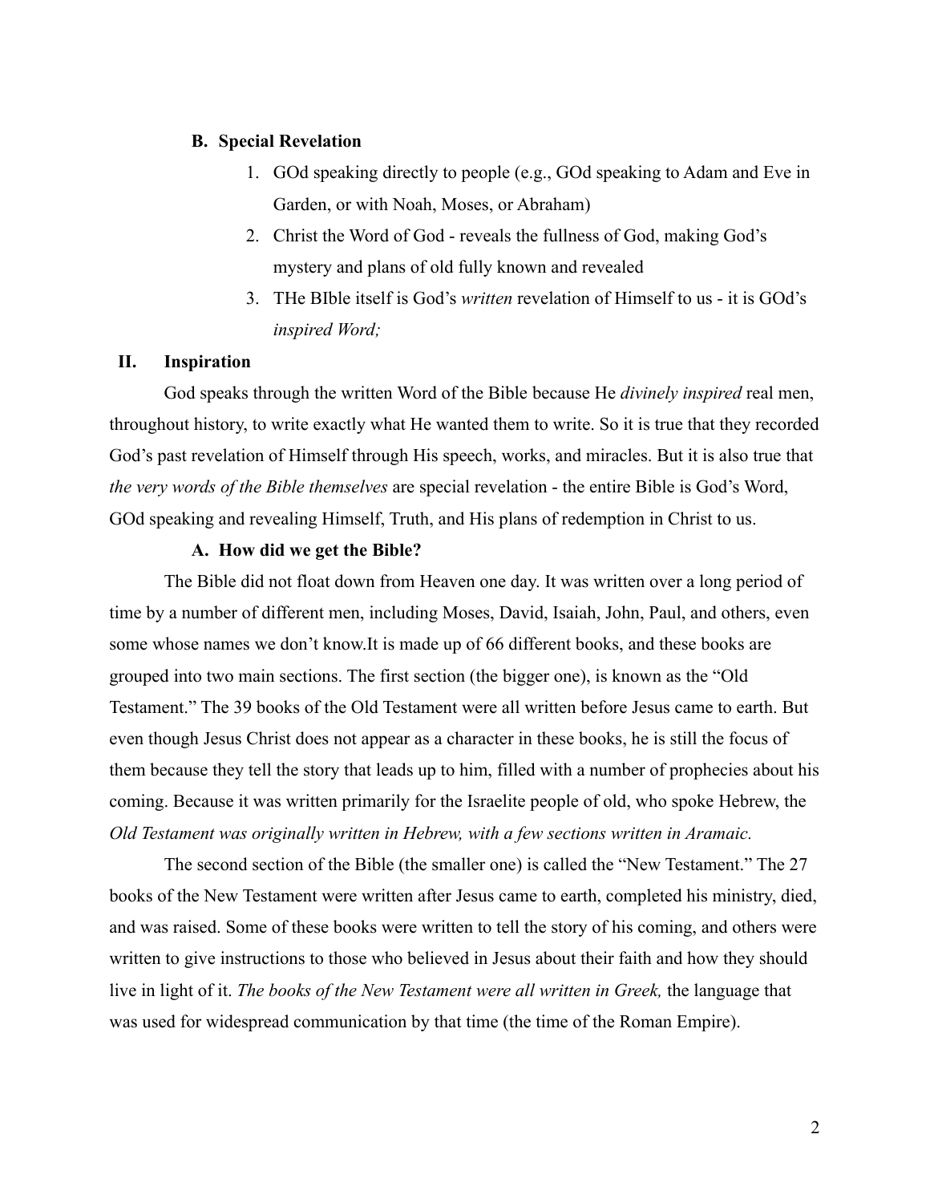### B. Special Revelation

1. GOd speaking directly to people (e.g., GOd speaking to Adam and Eve in Garden, or with Noah, Moses, or Abraham)
2. Christ the Word of God - reveals the fullness of God, making God's mystery and plans of old fully known and revealed
3. THe BIble itself is God's *written* revelation of Himself to us - it is GOd's *inspired Word;*

## II. Inspiration

God speaks through the written Word of the Bible because He *divinely inspired* real men, throughout history, to write exactly what He wanted them to write. So it is true that they recorded God's past revelation of Himself through His speech, works, and miracles. But it is also true that *the very words of the Bible themselves* are special revelation - the entire Bible is God's Word, GOd speaking and revealing Himself, Truth, and His plans of redemption in Christ to us.

### A. How did we get the Bible?

The Bible did not float down from Heaven one day. It was written over a long period of time by a number of different men, including Moses, David, Isaiah, John, Paul, and others, even some whose names we don't know.It is made up of 66 different books, and these books are grouped into two main sections. The first section (the bigger one), is known as the "Old Testament." The 39 books of the Old Testament were all written before Jesus came to earth. But even though Jesus Christ does not appear as a character in these books, he is still the focus of them because they tell the story that leads up to him, filled with a number of prophecies about his coming. Because it was written primarily for the Israelite people of old, who spoke Hebrew, the *Old Testament was originally written in Hebrew, with a few sections written in Aramaic.*

The second section of the Bible (the smaller one) is called the "New Testament." The 27 books of the New Testament were written after Jesus came to earth, completed his ministry, died, and was raised. Some of these books were written to tell the story of his coming, and others were written to give instructions to those who believed in Jesus about their faith and how they should live in light of it. *The books of the New Testament were all written in Greek,* the language that was used for widespread communication by that time (the time of the Roman Empire).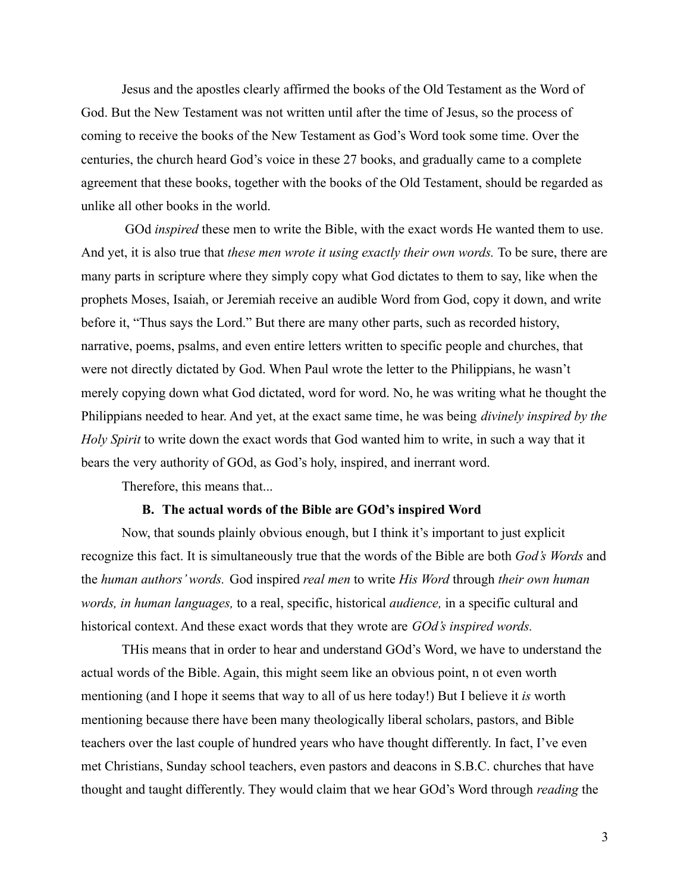Jesus and the apostles clearly affirmed the books of the Old Testament as the Word of God. But the New Testament was not written until after the time of Jesus, so the process of coming to receive the books of the New Testament as God's Word took some time. Over the centuries, the church heard God's voice in these 27 books, and gradually came to a complete agreement that these books, together with the books of the Old Testament, should be regarded as unlike all other books in the world.

GOd *inspired* these men to write the Bible, with the exact words He wanted them to use. And yet, it is also true that *these men wrote it using exactly their own words.* To be sure, there are many parts in scripture where they simply copy what God dictates to them to say, like when the prophets Moses, Isaiah, or Jeremiah receive an audible Word from God, copy it down, and write before it, "Thus says the Lord." But there are many other parts, such as recorded history, narrative, poems, psalms, and even entire letters written to specific people and churches, that were not directly dictated by God. When Paul wrote the letter to the Philippians, he wasn't merely copying down what God dictated, word for word. No, he was writing what he thought the Philippians needed to hear. And yet, at the exact same time, he was being *divinely inspired by the Holy Spirit* to write down the exact words that God wanted him to write, in such a way that it bears the very authority of GOd, as God's holy, inspired, and inerrant word.

Therefore, this means that...

**B. The actual words of the Bible are GOd's inspired Word**

Now, that sounds plainly obvious enough, but I think it's important to just explicit recognize this fact. It is simultaneously true that the words of the Bible are both *God's Words* and the *human authors' words.* God inspired *real men* to write *His Word* through *their own human words, in human languages,* to a real, specific, historical *audience,* in a specific cultural and historical context. And these exact words that they wrote are *GOd's inspired words.*

THis means that in order to hear and understand GOd's Word, we have to understand the actual words of the Bible. Again, this might seem like an obvious point, n ot even worth mentioning (and I hope it seems that way to all of us here today!) But I believe it *is* worth mentioning because there have been many theologically liberal scholars, pastors, and Bible teachers over the last couple of hundred years who have thought differently. In fact, I've even met Christians, Sunday school teachers, even pastors and deacons in S.B.C. churches that have thought and taught differently. They would claim that we hear GOd's Word through *reading* the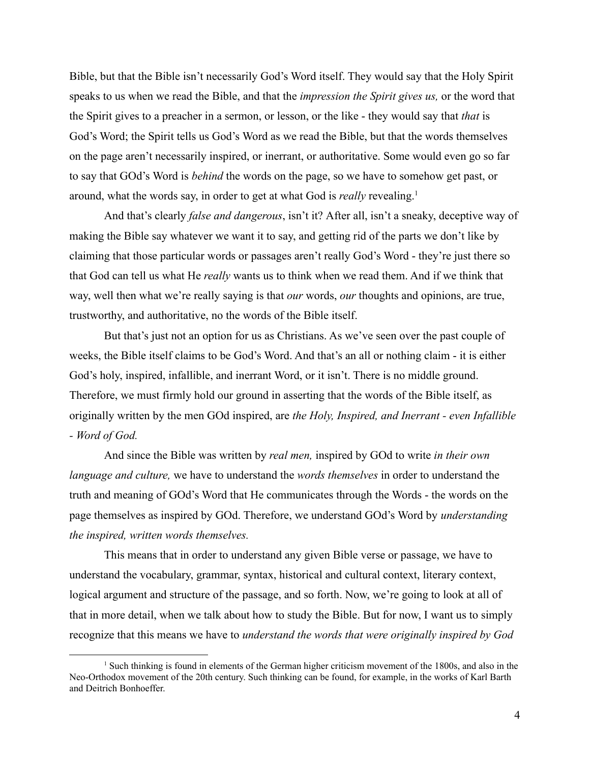Bible, but that the Bible isn't necessarily God's Word itself. They would say that the Holy Spirit speaks to us when we read the Bible, and that the *impression the Spirit gives us,* or the word that the Spirit gives to a preacher in a sermon, or lesson, or the like - they would say that *that* is God's Word; the Spirit tells us God's Word as we read the Bible, but that the words themselves on the page aren't necessarily inspired, or inerrant, or authoritative. Some would even go so far to say that GOd's Word is *behind* the words on the page, so we have to somehow get past, or around, what the words say, in order to get at what God is *really* revealing.[1]

And that's clearly *false and dangerous*, isn't it? After all, isn't a sneaky, deceptive way of making the Bible say whatever we want it to say, and getting rid of the parts we don't like by claiming that those particular words or passages aren't really God's Word - they're just there so that God can tell us what He *really* wants us to think when we read them. And if we think that way, well then what we're really saying is that *our* words, *our* thoughts and opinions, are true, trustworthy, and authoritative, no the words of the Bible itself.

But that's just not an option for us as Christians. As we've seen over the past couple of weeks, the Bible itself claims to be God's Word. And that's an all or nothing claim - it is either God's holy, inspired, infallible, and inerrant Word, or it isn't. There is no middle ground. Therefore, we must firmly hold our ground in asserting that the words of the Bible itself, as originally written by the men GOd inspired, are *the Holy, Inspired, and Inerrant - even Infallible - Word of God.*

And since the Bible was written by *real men,* inspired by GOd to write *in their own language and culture,* we have to understand the *words themselves* in order to understand the truth and meaning of GOd's Word that He communicates through the Words - the words on the page themselves as inspired by GOd. Therefore, we understand GOd's Word by *understanding the inspired, written words themselves.*

This means that in order to understand any given Bible verse or passage, we have to understand the vocabulary, grammar, syntax, historical and cultural context, literary context, logical argument and structure of the passage, and so forth. Now, we're going to look at all of that in more detail, when we talk about how to study the Bible. But for now, I want us to simply recognize that this means we have to *understand the words that were originally inspired by God*

---

[1] Such thinking is found in elements of the German higher criticism movement of the 1800s, and also in the Neo-Orthodox movement of the 20th century. Such thinking can be found, for example, in the works of Karl Barth and Deitrich Bonhoeffer.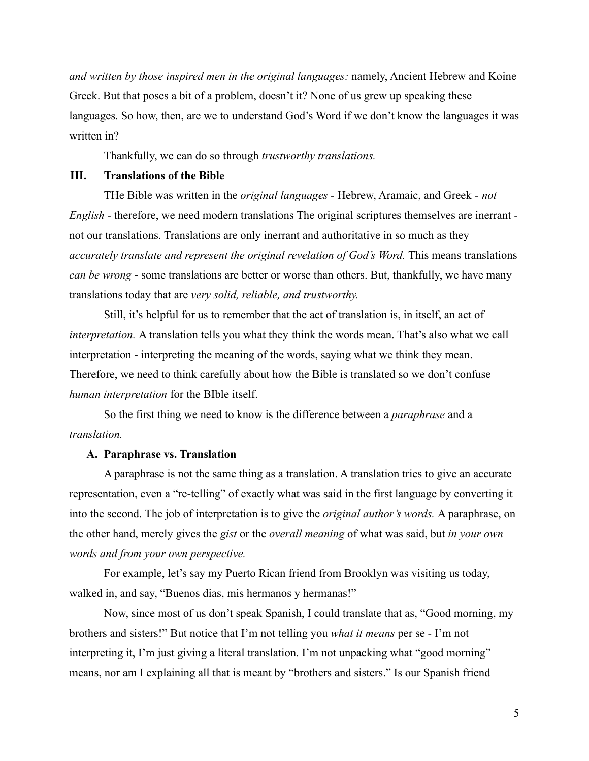*and written by those inspired men in the original languages:* namely, Ancient Hebrew and Koine Greek. But that poses a bit of a problem, doesn't it? None of us grew up speaking these languages. So how, then, are we to understand God's Word if we don't know the languages it was written in?

Thankfully, we can do so through *trustworthy translations.*

## III. Translations of the Bible

THe Bible was written in the *original languages* - Hebrew, Aramaic, and Greek - *not English* - therefore, we need modern translations The original scriptures themselves are inerrant - not our translations. Translations are only inerrant and authoritative in so much as they *accurately translate and represent the original revelation of God's Word.* This means translations *can be wrong* - some translations are better or worse than others. But, thankfully, we have many translations today that are *very solid, reliable, and trustworthy.*

Still, it's helpful for us to remember that the act of translation is, in itself, an act of *interpretation.* A translation tells you what they think the words mean. That's also what we call interpretation - interpreting the meaning of the words, saying what we think they mean. Therefore, we need to think carefully about how the Bible is translated so we don't confuse *human interpretation* for the BIble itself.

So the first thing we need to know is the difference between a *paraphrase* and a *translation.*

### A. Paraphrase vs. Translation

A paraphrase is not the same thing as a translation. A translation tries to give an accurate representation, even a "re-telling" of exactly what was said in the first language by converting it into the second. The job of interpretation is to give the *original author's words.* A paraphrase, on the other hand, merely gives the *gist* or the *overall meaning* of what was said, but *in your own words and from your own perspective.*

For example, let's say my Puerto Rican friend from Brooklyn was visiting us today, walked in, and say, "Buenos dias, mis hermanos y hermanas!"

Now, since most of us don't speak Spanish, I could translate that as, "Good morning, my brothers and sisters!" But notice that I'm not telling you *what it means* per se - I'm not interpreting it, I'm just giving a literal translation. I'm not unpacking what "good morning" means, nor am I explaining all that is meant by "brothers and sisters." Is our Spanish friend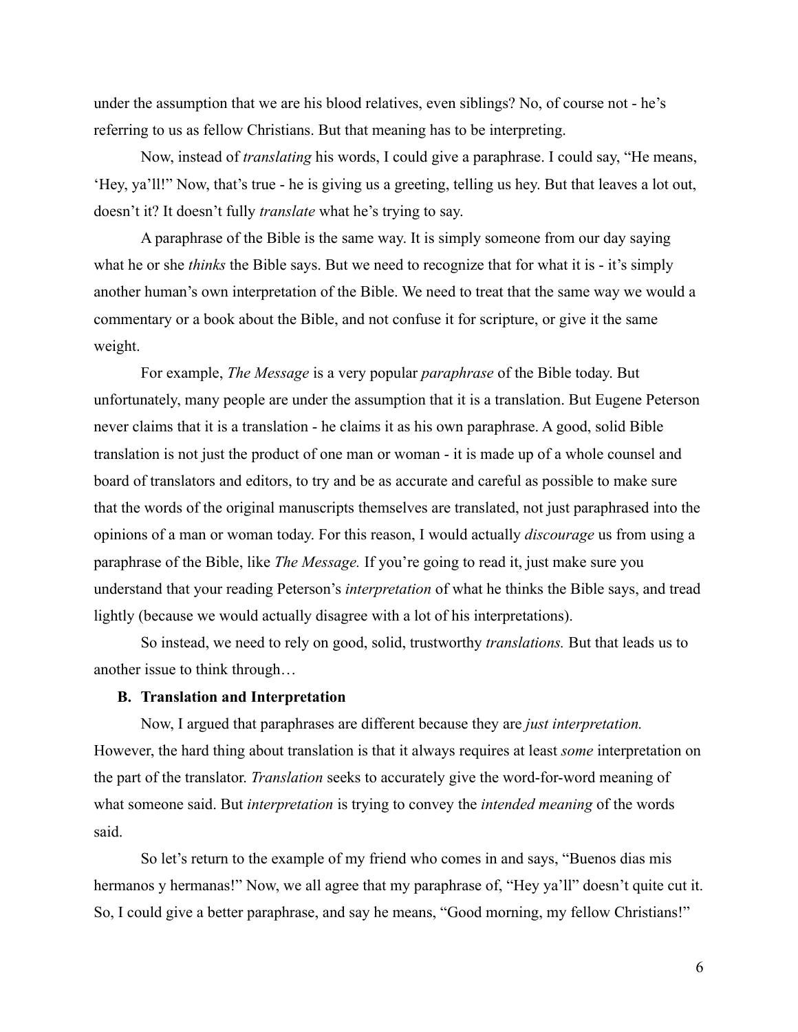under the assumption that we are his blood relatives, even siblings? No, of course not - he's referring to us as fellow Christians. But that meaning has to be interpreting.

Now, instead of *translating* his words, I could give a paraphrase. I could say, "He means, 'Hey, ya'll!" Now, that's true - he is giving us a greeting, telling us hey. But that leaves a lot out, doesn't it? It doesn't fully *translate* what he's trying to say.

A paraphrase of the Bible is the same way. It is simply someone from our day saying what he or she *thinks* the Bible says. But we need to recognize that for what it is - it's simply another human's own interpretation of the Bible. We need to treat that the same way we would a commentary or a book about the Bible, and not confuse it for scripture, or give it the same weight.

For example, *The Message* is a very popular *paraphrase* of the Bible today. But unfortunately, many people are under the assumption that it is a translation. But Eugene Peterson never claims that it is a translation - he claims it as his own paraphrase. A good, solid Bible translation is not just the product of one man or woman - it is made up of a whole counsel and board of translators and editors, to try and be as accurate and careful as possible to make sure that the words of the original manuscripts themselves are translated, not just paraphrased into the opinions of a man or woman today. For this reason, I would actually *discourage* us from using a paraphrase of the Bible, like *The Message.* If you're going to read it, just make sure you understand that your reading Peterson's *interpretation* of what he thinks the Bible says, and tread lightly (because we would actually disagree with a lot of his interpretations).

So instead, we need to rely on good, solid, trustworthy *translations.* But that leads us to another issue to think through…

### B. Translation and Interpretation

Now, I argued that paraphrases are different because they are *just interpretation.* However, the hard thing about translation is that it always requires at least *some* interpretation on the part of the translator. *Translation* seeks to accurately give the word-for-word meaning of what someone said. But *interpretation* is trying to convey the *intended meaning* of the words said.

So let's return to the example of my friend who comes in and says, "Buenos dias mis hermanos y hermanas!" Now, we all agree that my paraphrase of, "Hey ya'll" doesn't quite cut it. So, I could give a better paraphrase, and say he means, "Good morning, my fellow Christians!"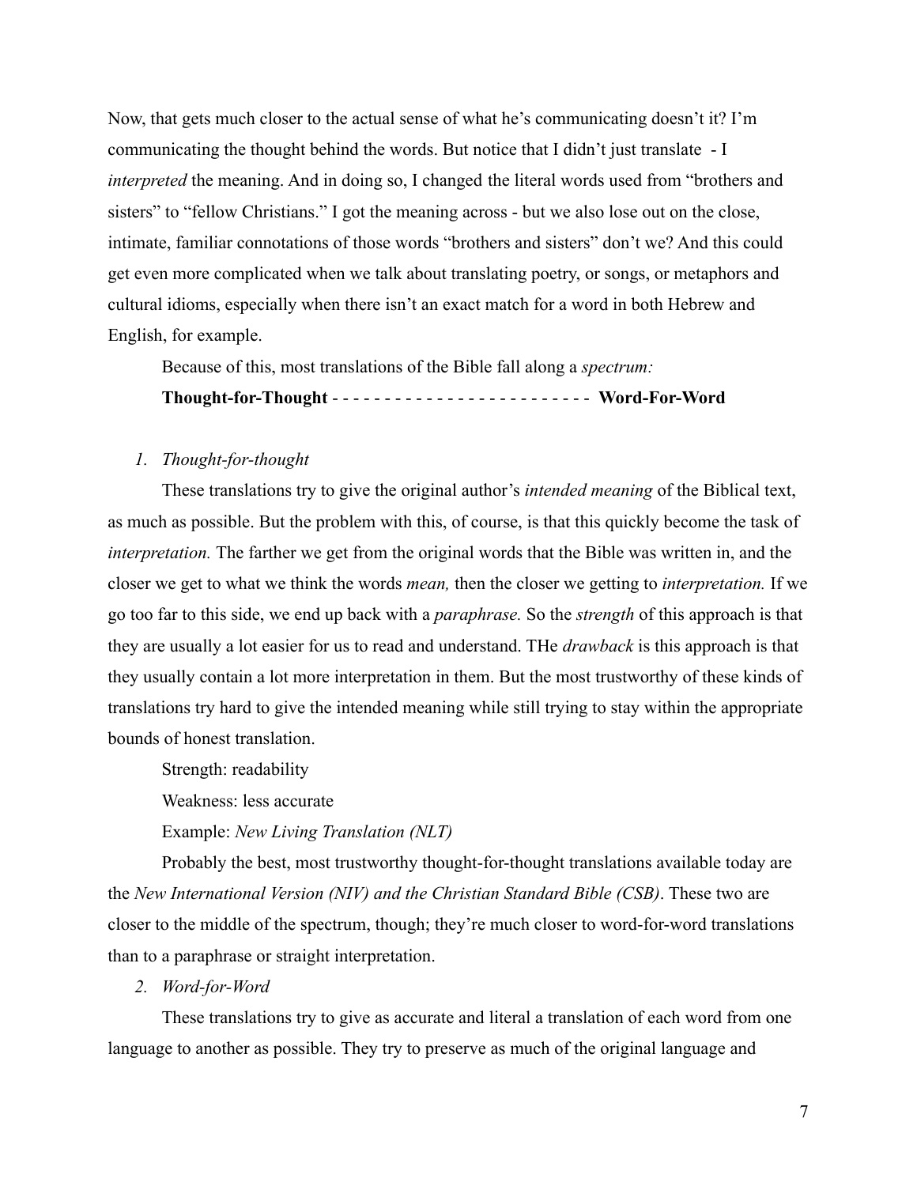Now, that gets much closer to the actual sense of what he's communicating doesn't it? I'm communicating the thought behind the words. But notice that I didn't just translate - I *interpreted* the meaning. And in doing so, I changed the literal words used from "brothers and sisters" to "fellow Christians." I got the meaning across - but we also lose out on the close, intimate, familiar connotations of those words "brothers and sisters" don't we? And this could get even more complicated when we talk about translating poetry, or songs, or metaphors and cultural idioms, especially when there isn't an exact match for a word in both Hebrew and English, for example.

Because of this, most translations of the Bible fall along a *spectrum:*

**Thought-for-Thought** - - - - - - - - - - - - - - - - - - - - - - - - - **Word-For-Word**

1. *Thought-for-thought*

These translations try to give the original author's *intended meaning* of the Biblical text, as much as possible. But the problem with this, of course, is that this quickly become the task of *interpretation.* The farther we get from the original words that the Bible was written in, and the closer we get to what we think the words *mean,* then the closer we getting to *interpretation.* If we go too far to this side, we end up back with a *paraphrase.* So the *strength* of this approach is that they are usually a lot easier for us to read and understand. THe *drawback* is this approach is that they usually contain a lot more interpretation in them. But the most trustworthy of these kinds of translations try hard to give the intended meaning while still trying to stay within the appropriate bounds of honest translation.

Strength: readability

Weakness: less accurate

Example: *New Living Translation (NLT)*

Probably the best, most trustworthy thought-for-thought translations available today are the *New International Version (NIV) and the Christian Standard Bible (CSB)*. These two are closer to the middle of the spectrum, though; they're much closer to word-for-word translations than to a paraphrase or straight interpretation.

2. *Word-for-Word*

These translations try to give as accurate and literal a translation of each word from one language to another as possible. They try to preserve as much of the original language and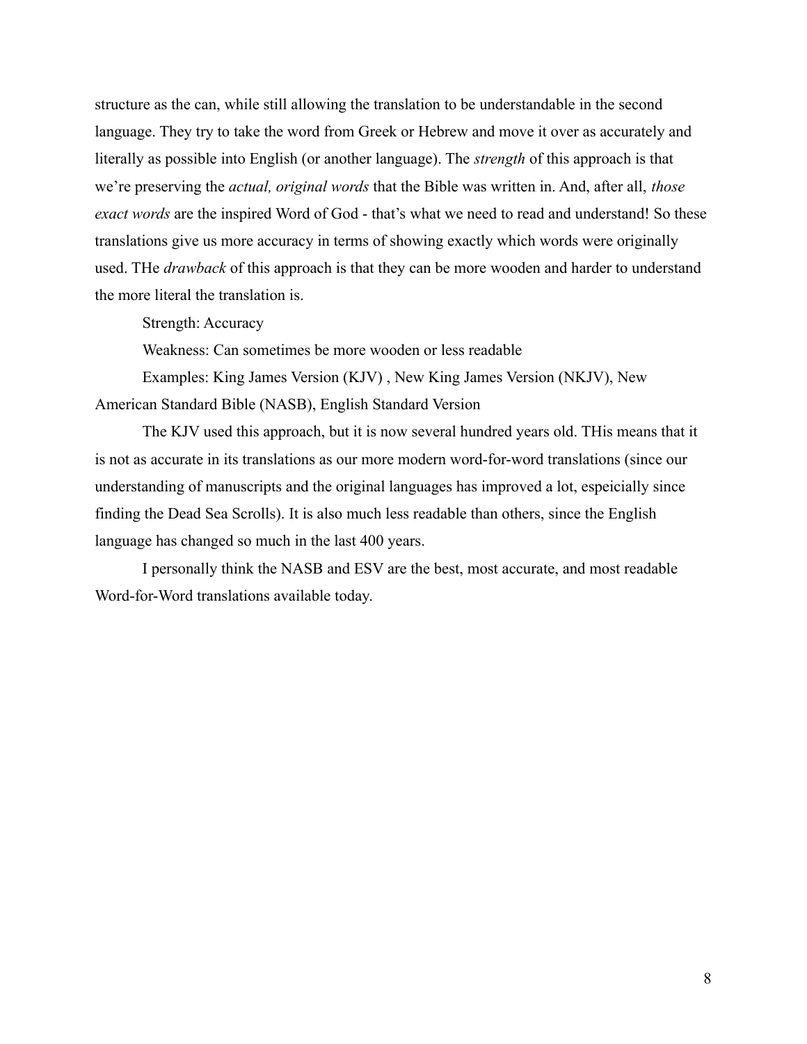structure as the can, while still allowing the translation to be understandable in the second language. They try to take the word from Greek or Hebrew and move it over as accurately and literally as possible into English (or another language). The *strength* of this approach is that we're preserving the *actual, original words* that the Bible was written in. And, after all, *those exact words* are the inspired Word of God - that's what we need to read and understand! So these translations give us more accuracy in terms of showing exactly which words were originally used. THe *drawback* of this approach is that they can be more wooden and harder to understand the more literal the translation is.

Strength: Accuracy

Weakness: Can sometimes be more wooden or less readable

Examples: King James Version (KJV) , New King James Version (NKJV), New American Standard Bible (NASB), English Standard Version

The KJV used this approach, but it is now several hundred years old. THis means that it is not as accurate in its translations as our more modern word-for-word translations (since our understanding of manuscripts and the original languages has improved a lot, espeicially since finding the Dead Sea Scrolls). It is also much less readable than others, since the English language has changed so much in the last 400 years.

I personally think the NASB and ESV are the best, most accurate, and most readable Word-for-Word translations available today.